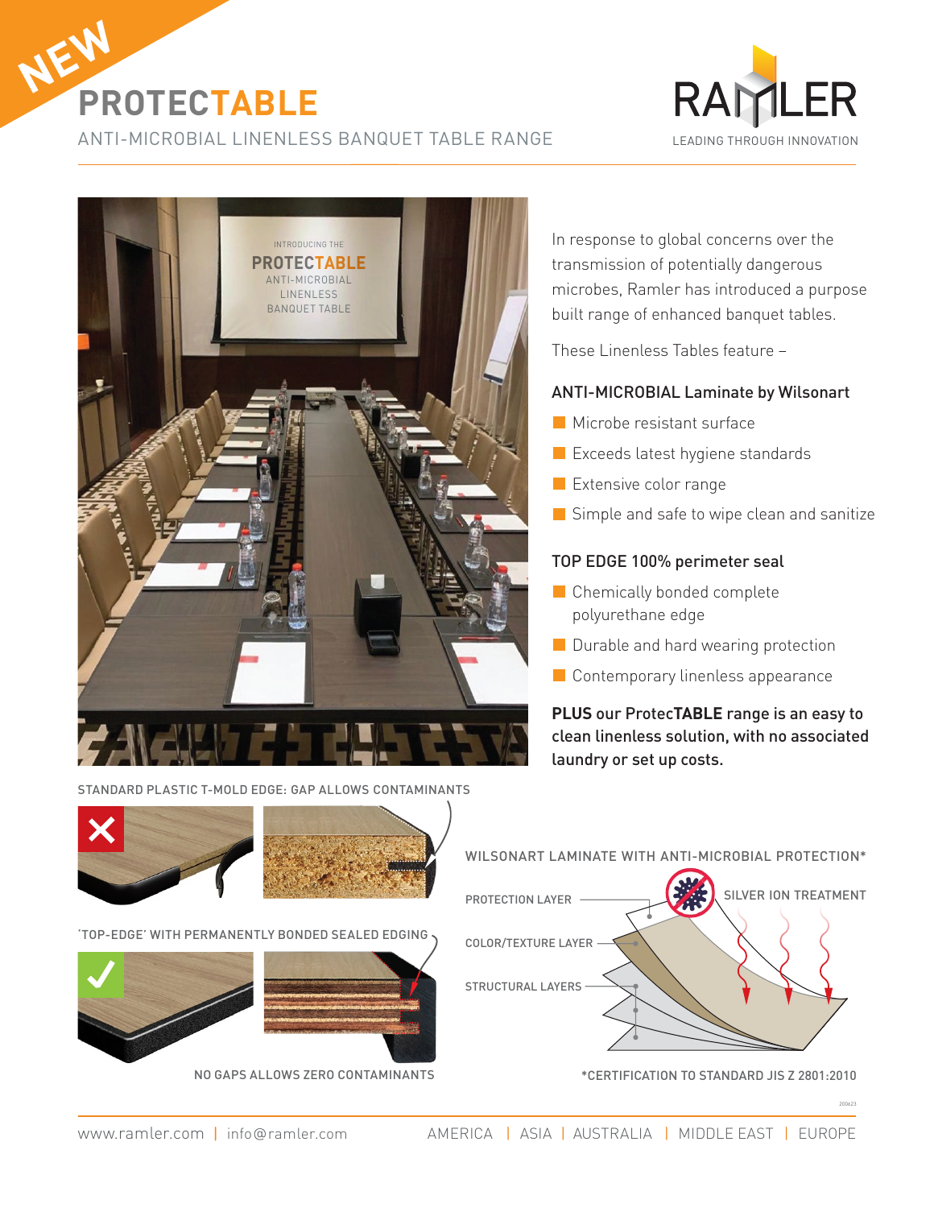NEW

# PROTECTABLE

ANTI-MICROBIAL LINENLESS BANQUET TABLE RANGE

RAMLER
LEADING THROUGH INNOVATION

In response to global concerns over the transmission of potentially dangerous microbes, Ramler has introduced a purpose built range of enhanced banquet tables.

These Linenless Tables feature –

### ANTI-MICROBIAL Laminate by Wilsonart

- Microbe resistant surface
- Exceeds latest hygiene standards
- Extensive color range
- Simple and safe to wipe clean and sanitize

### TOP EDGE 100% perimeter seal

- Chemically bonded complete polyurethane edge
- Durable and hard wearing protection
- Contemporary linenless appearance

**PLUS** our Protec**TABLE** range is an easy to clean linenless solution, with no associated laundry or set up costs.

STANDARD PLASTIC T-MOLD EDGE: GAP ALLOWS CONTAMINANTS

'TOP-EDGE' WITH PERMANENTLY BONDED SEALED EDGING

NO GAPS ALLOWS ZERO CONTAMINANTS

WILSONART LAMINATE WITH ANTI-MICROBIAL PROTECTION*

PROTECTION LAYER

SILVER ION TREATMENT

COLOR/TEXTURE LAYER

STRUCTURAL LAYERS

*CERTIFICATION TO STANDARD JIS Z 2801:2010

www.ramler.com | info@ramler.com

AMERICA | ASIA | AUSTRALIA | MIDDLE EAST | EUROPE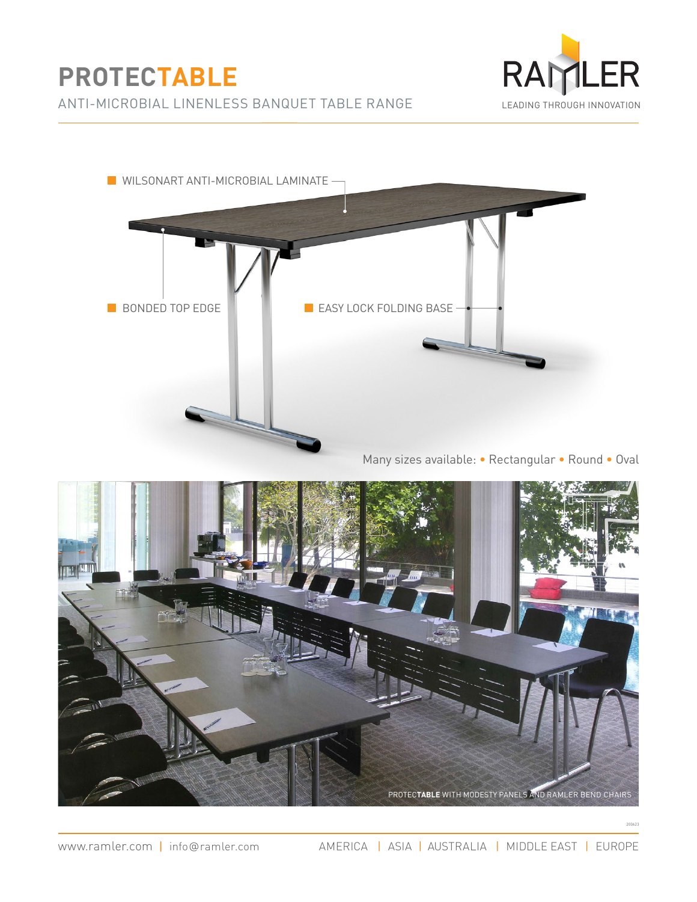# PROTECTABLE

ANTI-MICROBIAL LINENLESS BANQUET TABLE RANGE

RAMLER

LEADING THROUGH INNOVATION

- WILSONART ANTI-MICROBIAL LAMINATE
- BONDED TOP EDGE
- EASY LOCK FOLDING BASE

Many sizes available: • Rectangular • Round • Oval

PROTEC**TABLE** WITH MODESTY PANELS AND RAMLER BEND CHAIRS

www.ramler.com | info@ramler.com

AMERICA | ASIA | AUSTRALIA | MIDDLE EAST | EUROPE